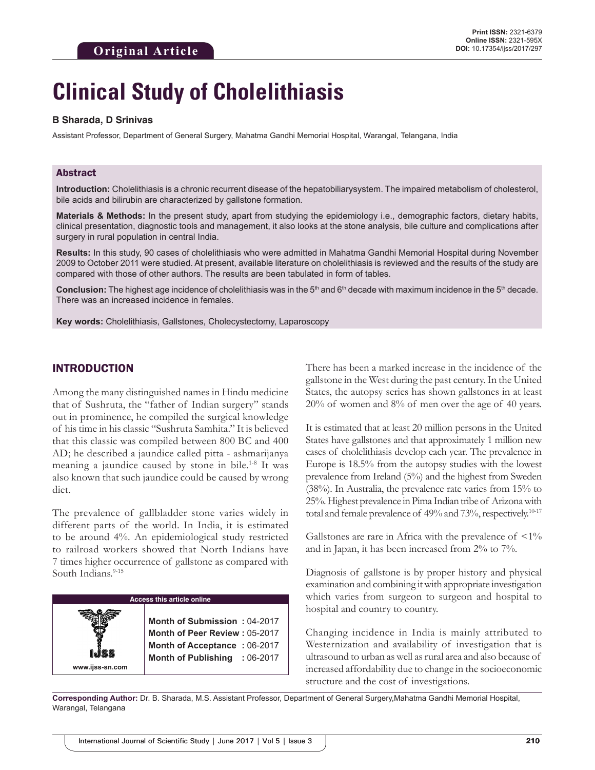**Original Article**

**Print ISSN:** 2321-6379
**Online ISSN:** 2321-595X
**DOI:** 10.17354/ijss/2017/297

# Clinical Study of Cholelithiasis

**B Sharada, D Srinivas**

Assistant Professor, Department of General Surgery, Mahatma Gandhi Memorial Hospital, Warangal, Telangana, India

## Abstract

**Introduction:** Cholelithiasis is a chronic recurrent disease of the hepatobiliarysystem. The impaired metabolism of cholesterol, bile acids and bilirubin are characterized by gallstone formation.

**Materials & Methods:** In the present study, apart from studying the epidemiology i.e., demographic factors, dietary habits, clinical presentation, diagnostic tools and management, it also looks at the stone analysis, bile culture and complications after surgery in rural population in central India.

**Results:** In this study, 90 cases of cholelithiasis who were admitted in Mahatma Gandhi Memorial Hospital during November 2009 to October 2011 were studied. At present, available literature on cholelithiasis is reviewed and the results of the study are compared with those of other authors. The results are been tabulated in form of tables.

**Conclusion:** The highest age incidence of cholelithiasis was in the 5th and 6th decade with maximum incidence in the 5th decade. There was an increased incidence in females.

**Key words:** Cholelithiasis, Gallstones, Cholecystectomy, Laparoscopy

## INTRODUCTION

Among the many distinguished names in Hindu medicine that of Sushruta, the "father of Indian surgery" stands out in prominence, he compiled the surgical knowledge of his time in his classic "Sushruta Samhita." It is believed that this classic was compiled between 800 BC and 400 AD; he described a jaundice called pitta - ashmarijanya meaning a jaundice caused by stone in bile.[1-8] It was also known that such jaundice could be caused by wrong diet.

The prevalence of gallbladder stone varies widely in different parts of the world. In India, it is estimated to be around 4%. An epidemiological study restricted to railroad workers showed that North Indians have 7 times higher occurrence of gallstone as compared with South Indians.[9-15]

| Access this article online | |
|---|---|
| www.ijss-sn.com | **Month of Submission :** 04-2017<br>**Month of Peer Review :** 05-2017<br>**Month of Acceptance :** 06-2017<br>**Month of Publishing :** 06-2017 |

There has been a marked increase in the incidence of the gallstone in the West during the past century. In the United States, the autopsy series has shown gallstones in at least 20% of women and 8% of men over the age of 40 years.

It is estimated that at least 20 million persons in the United States have gallstones and that approximately 1 million new cases of cholelithiasis develop each year. The prevalence in Europe is 18.5% from the autopsy studies with the lowest prevalence from Ireland (5%) and the highest from Sweden (38%). In Australia, the prevalence rate varies from 15% to 25%. Highest prevalence in Pima Indian tribe of Arizona with total and female prevalence of 49% and 73%, respectively.[10-17]

Gallstones are rare in Africa with the prevalence of <1% and in Japan, it has been increased from 2% to 7%.

Diagnosis of gallstone is by proper history and physical examination and combining it with appropriate investigation which varies from surgeon to surgeon and hospital to hospital and country to country.

Changing incidence in India is mainly attributed to Westernization and availability of investigation that is ultrasound to urban as well as rural area and also because of increased affordability due to change in the socioeconomic structure and the cost of investigations.

**Corresponding Author:** Dr. B. Sharada, M.S. Assistant Professor, Department of General Surgery,Mahatma Gandhi Memorial Hospital, Warangal, Telangana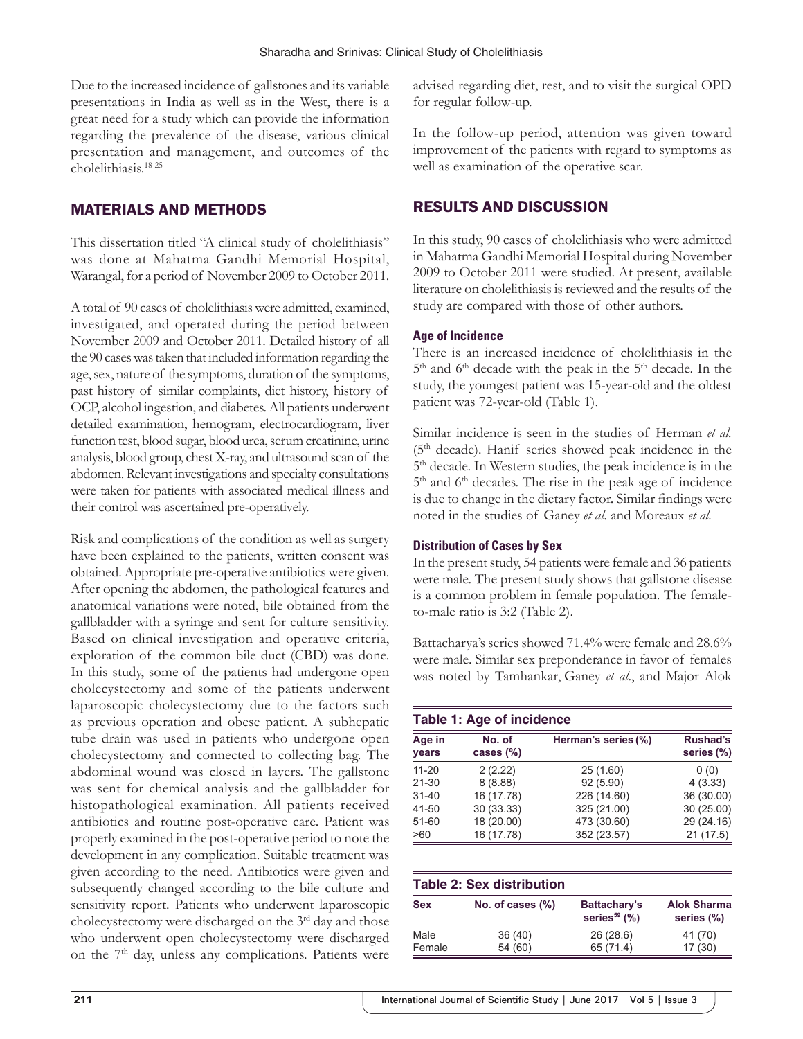Due to the increased incidence of gallstones and its variable presentations in India as well as in the West, there is a great need for a study which can provide the information regarding the prevalence of the disease, various clinical presentation and management, and outcomes of the cholelithiasis.[18-25]

## MATERIALS AND METHODS

This dissertation titled "A clinical study of cholelithiasis" was done at Mahatma Gandhi Memorial Hospital, Warangal, for a period of November 2009 to October 2011.

A total of 90 cases of cholelithiasis were admitted, examined, investigated, and operated during the period between November 2009 and October 2011. Detailed history of all the 90 cases was taken that included information regarding the age, sex, nature of the symptoms, duration of the symptoms, past history of similar complaints, diet history, history of OCP, alcohol ingestion, and diabetes. All patients underwent detailed examination, hemogram, electrocardiogram, liver function test, blood sugar, blood urea, serum creatinine, urine analysis, blood group, chest X-ray, and ultrasound scan of the abdomen. Relevant investigations and specialty consultations were taken for patients with associated medical illness and their control was ascertained pre-operatively.

Risk and complications of the condition as well as surgery have been explained to the patients, written consent was obtained. Appropriate pre-operative antibiotics were given. After opening the abdomen, the pathological features and anatomical variations were noted, bile obtained from the gallbladder with a syringe and sent for culture sensitivity. Based on clinical investigation and operative criteria, exploration of the common bile duct (CBD) was done. In this study, some of the patients had undergone open cholecystectomy and some of the patients underwent laparoscopic cholecystectomy due to the factors such as previous operation and obese patient. A subhepatic tube drain was used in patients who undergone open cholecystectomy and connected to collecting bag. The abdominal wound was closed in layers. The gallstone was sent for chemical analysis and the gallbladder for histopathological examination. All patients received antibiotics and routine post-operative care. Patient was properly examined in the post-operative period to note the development in any complication. Suitable treatment was given according to the need. Antibiotics were given and subsequently changed according to the bile culture and sensitivity report. Patients who underwent laparoscopic cholecystectomy were discharged on the 3[rd] day and those who underwent open cholecystectomy were discharged on the 7[th] day, unless any complications. Patients were advised regarding diet, rest, and to visit the surgical OPD for regular follow-up.

In the follow-up period, attention was given toward improvement of the patients with regard to symptoms as well as examination of the operative scar.

## RESULTS AND DISCUSSION

In this study, 90 cases of cholelithiasis who were admitted in Mahatma Gandhi Memorial Hospital during November 2009 to October 2011 were studied. At present, available literature on cholelithiasis is reviewed and the results of the study are compared with those of other authors.

### Age of Incidence

There is an increased incidence of cholelithiasis in the 5[th] and 6[th] decade with the peak in the 5[th] decade. In the study, the youngest patient was 15-year-old and the oldest patient was 72-year-old (Table 1).

Similar incidence is seen in the studies of Herman *et al.* (5[th] decade). Hanif series showed peak incidence in the 5[th] decade. In Western studies, the peak incidence is in the 5[th] and 6[th] decades. The rise in the peak age of incidence is due to change in the dietary factor. Similar findings were noted in the studies of Ganey *et al.* and Moreaux *et al.*

### Distribution of Cases by Sex

In the present study, 54 patients were female and 36 patients were male. The present study shows that gallstone disease is a common problem in female population. The female-to-male ratio is 3:2 (Table 2).

Battacharya's series showed 71.4% were female and 28.6% were male. Similar sex preponderance in favor of females was noted by Tamhankar, Ganey *et al.*, and Major Alok

**Table 1: Age of incidence**

| Age in years | No. of cases (%) | Herman's series (%) | Rushad's series (%) |
|---|---|---|---|
| 11-20 | 2 (2.22) | 25 (1.60) | 0 (0) |
| 21-30 | 8 (8.88) | 92 (5.90) | 4 (3.33) |
| 31-40 | 16 (17.78) | 226 (14.60) | 36 (30.00) |
| 41-50 | 30 (33.33) | 325 (21.00) | 30 (25.00) |
| 51-60 | 18 (20.00) | 473 (30.60) | 29 (24.16) |
| >60 | 16 (17.78) | 352 (23.57) | 21 (17.5) |

**Table 2: Sex distribution**

| Sex | No. of cases (%) | Battachary's series[59] (%) | Alok Sharma series (%) |
|---|---|---|---|
| Male | 36 (40) | 26 (28.6) | 41 (70) |
| Female | 54 (60) | 65 (71.4) | 17 (30) |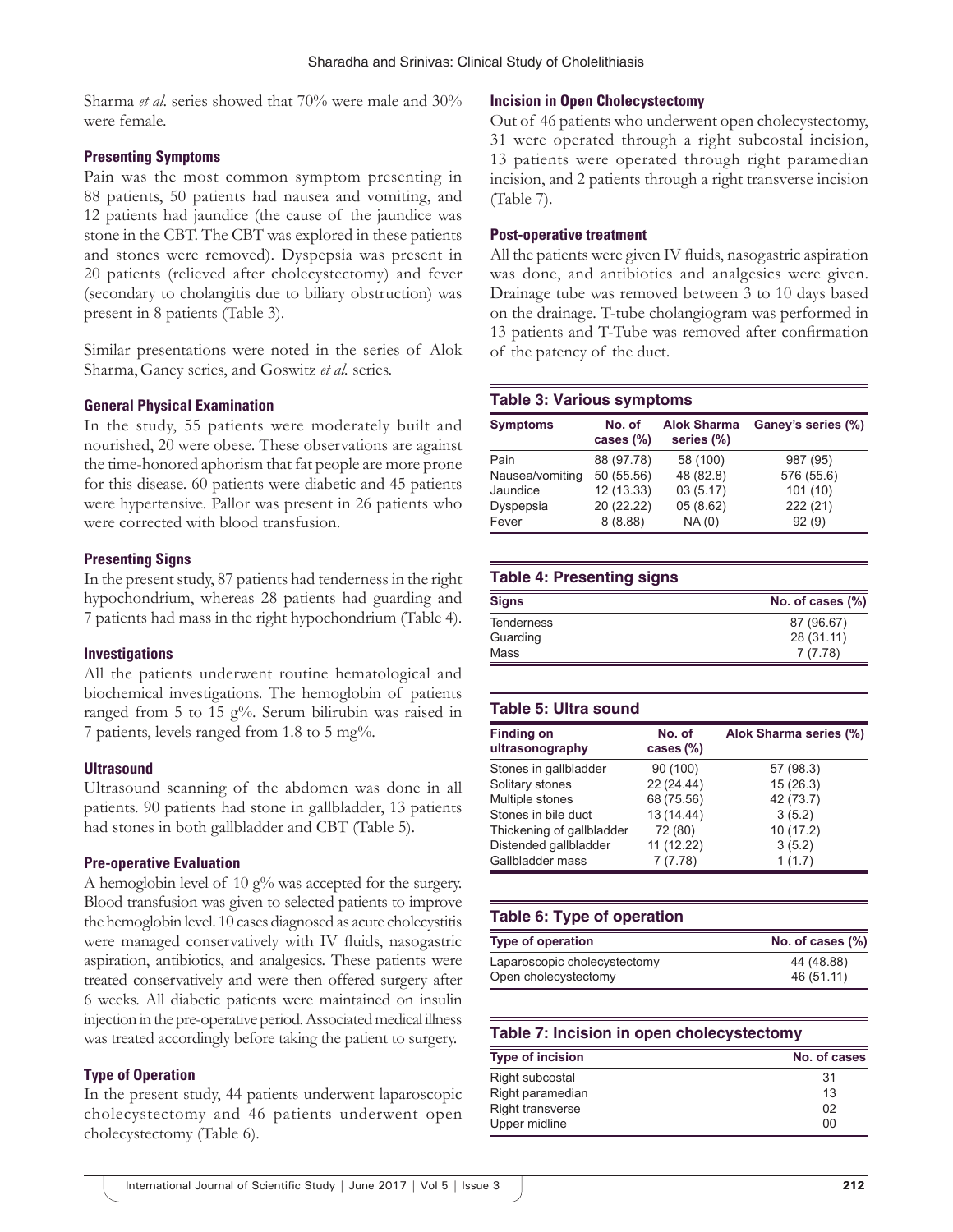Sharma *et al.* series showed that 70% were male and 30% were female.

### Presenting Symptoms

Pain was the most common symptom presenting in 88 patients, 50 patients had nausea and vomiting, and 12 patients had jaundice (the cause of the jaundice was stone in the CBT. The CBT was explored in these patients and stones were removed). Dyspepsia was present in 20 patients (relieved after cholecystectomy) and fever (secondary to cholangitis due to biliary obstruction) was present in 8 patients (Table 3).

Similar presentations were noted in the series of Alok Sharma, Ganey series, and Goswitz *et al.* series.

### General Physical Examination

In the study, 55 patients were moderately built and nourished, 20 were obese. These observations are against the time-honored aphorism that fat people are more prone for this disease. 60 patients were diabetic and 45 patients were hypertensive. Pallor was present in 26 patients who were corrected with blood transfusion.

### Presenting Signs

In the present study, 87 patients had tenderness in the right hypochondrium, whereas 28 patients had guarding and 7 patients had mass in the right hypochondrium (Table 4).

### Investigations

All the patients underwent routine hematological and biochemical investigations. The hemoglobin of patients ranged from 5 to 15 g%. Serum bilirubin was raised in 7 patients, levels ranged from 1.8 to 5 mg%.

### Ultrasound

Ultrasound scanning of the abdomen was done in all patients. 90 patients had stone in gallbladder, 13 patients had stones in both gallbladder and CBT (Table 5).

### Pre-operative Evaluation

A hemoglobin level of 10 g% was accepted for the surgery. Blood transfusion was given to selected patients to improve the hemoglobin level. 10 cases diagnosed as acute cholecystitis were managed conservatively with IV fluids, nasogastric aspiration, antibiotics, and analgesics. These patients were treated conservatively and were then offered surgery after 6 weeks. All diabetic patients were maintained on insulin injection in the pre-operative period. Associated medical illness was treated accordingly before taking the patient to surgery.

### Type of Operation

In the present study, 44 patients underwent laparoscopic cholecystectomy and 46 patients underwent open cholecystectomy (Table 6).

### Incision in Open Cholecystectomy

Out of 46 patients who underwent open cholecystectomy, 31 were operated through a right subcostal incision, 13 patients were operated through right paramedian incision, and 2 patients through a right transverse incision (Table 7).

### Post-operative treatment

All the patients were given IV fluids, nasogastric aspiration was done, and antibiotics and analgesics were given. Drainage tube was removed between 3 to 10 days based on the drainage. T-tube cholangiogram was performed in 13 patients and T-Tube was removed after confirmation of the patency of the duct.

**Table 3: Various symptoms**

| Symptoms | No. of cases (%) | Alok Sharma series (%) | Ganey's series (%) |
|---|---|---|---|
| Pain | 88 (97.78) | 58 (100) | 987 (95) |
| Nausea/vomiting | 50 (55.56) | 48 (82.8) | 576 (55.6) |
| Jaundice | 12 (13.33) | 03 (5.17) | 101 (10) |
| Dyspepsia | 20 (22.22) | 05 (8.62) | 222 (21) |
| Fever | 8 (8.88) | NA (0) | 92 (9) |

**Table 4: Presenting signs**

| Signs | No. of cases (%) |
|---|---|
| Tenderness | 87 (96.67) |
| Guarding | 28 (31.11) |
| Mass | 7 (7.78) |

**Table 5: Ultra sound**

| Finding on ultrasonography | No. of cases (%) | Alok Sharma series (%) |
|---|---|---|
| Stones in gallbladder | 90 (100) | 57 (98.3) |
| Solitary stones | 22 (24.44) | 15 (26.3) |
| Multiple stones | 68 (75.56) | 42 (73.7) |
| Stones in bile duct | 13 (14.44) | 3 (5.2) |
| Thickening of gallbladder | 72 (80) | 10 (17.2) |
| Distended gallbladder | 11 (12.22) | 3 (5.2) |
| Gallbladder mass | 7 (7.78) | 1 (1.7) |

**Table 6: Type of operation**

| Type of operation | No. of cases (%) |
|---|---|
| Laparoscopic cholecystectomy | 44 (48.88) |
| Open cholecystectomy | 46 (51.11) |

**Table 7: Incision in open cholecystectomy**

| Type of incision | No. of cases |
|---|---|
| Right subcostal | 31 |
| Right paramedian | 13 |
| Right transverse | 02 |
| Upper midline | 00 |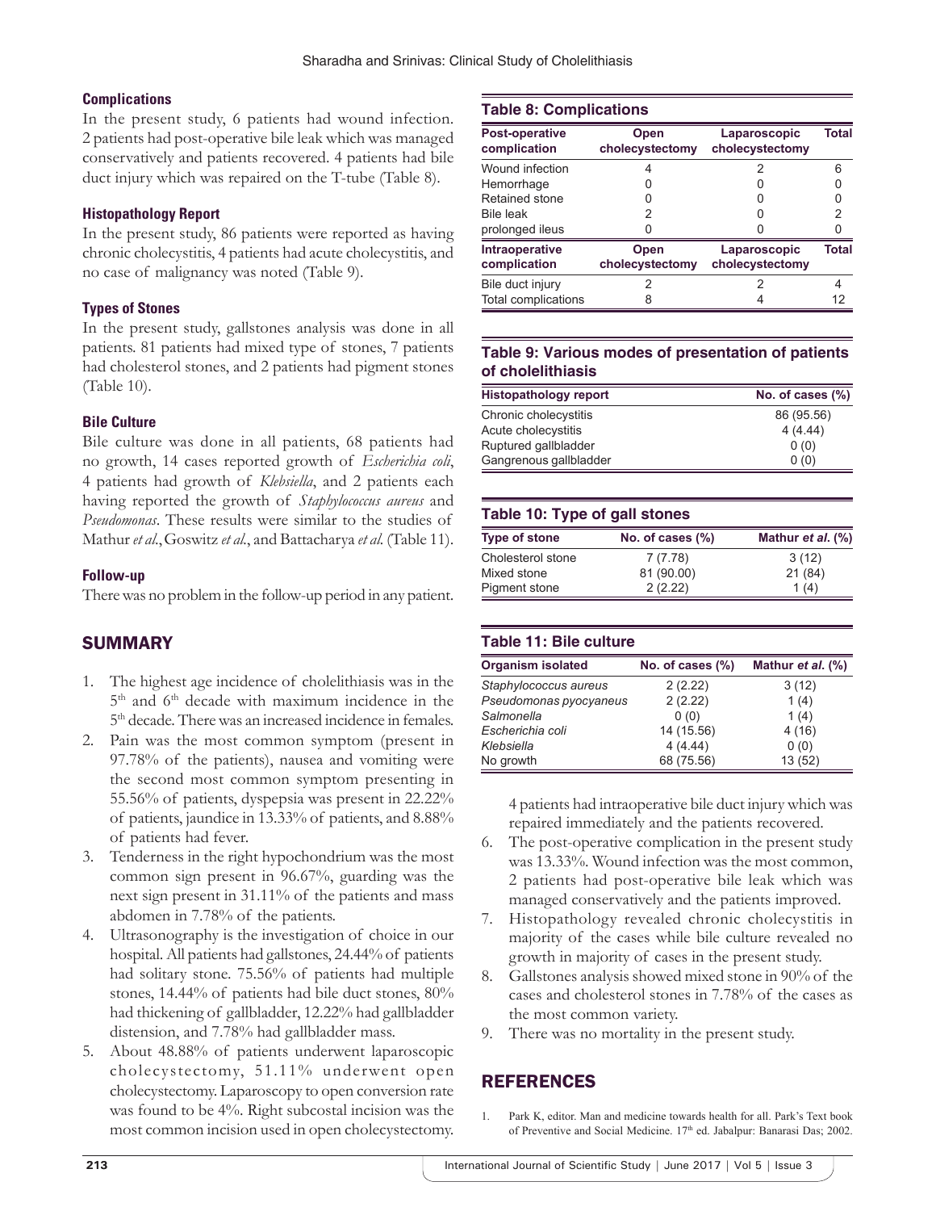### Complications

In the present study, 6 patients had wound infection. 2 patients had post-operative bile leak which was managed conservatively and patients recovered. 4 patients had bile duct injury which was repaired on the T-tube (Table 8).

### Histopathology Report

In the present study, 86 patients were reported as having chronic cholecystitis, 4 patients had acute cholecystitis, and no case of malignancy was noted (Table 9).

### Types of Stones

In the present study, gallstones analysis was done in all patients. 81 patients had mixed type of stones, 7 patients had cholesterol stones, and 2 patients had pigment stones (Table 10).

### Bile Culture

Bile culture was done in all patients, 68 patients had no growth, 14 cases reported growth of *Escherichia coli*, 4 patients had growth of *Klebsiella*, and 2 patients each having reported the growth of *Staphylococcus aureus* and *Pseudomonas*. These results were similar to the studies of Mathur *et al.*, Goswitz *et al.*, and Battacharya *et al.* (Table 11).

### Follow-up

There was no problem in the follow-up period in any patient.

**Table 8: Complications**

| Post-operative complication | Open cholecystectomy | Laparoscopic cholecystectomy | Total |
|---|---|---|---|
| Wound infection | 4 | 2 | 6 |
| Hemorrhage | 0 | 0 | 0 |
| Retained stone | 0 | 0 | 0 |
| Bile leak | 2 | 0 | 2 |
| prolonged ileus | 0 | 0 | 0 |
| **Intraoperative complication** | **Open cholecystectomy** | **Laparoscopic cholecystectomy** | **Total** |
| Bile duct injury | 2 | 2 | 4 |
| Total complications | 8 | 4 | 12 |

**Table 9: Various modes of presentation of patients of cholelithiasis**

| Histopathology report | No. of cases (%) |
|---|---|
| Chronic cholecystitis | 86 (95.56) |
| Acute cholecystitis | 4 (4.44) |
| Ruptured gallbladder | 0 (0) |
| Gangrenous gallbladder | 0 (0) |

**Table 10: Type of gall stones**

| Type of stone | No. of cases (%) | Mathur *et al.* (%) |
|---|---|---|
| Cholesterol stone | 7 (7.78) | 3 (12) |
| Mixed stone | 81 (90.00) | 21 (84) |
| Pigment stone | 2 (2.22) | 1 (4) |

**Table 11: Bile culture**

| Organism isolated | No. of cases (%) | Mathur *et al.* (%) |
|---|---|---|
| *Staphylococcus aureus* | 2 (2.22) | 3 (12) |
| *Pseudomonas pyocyaneus* | 2 (2.22) | 1 (4) |
| *Salmonella* | 0 (0) | 1 (4) |
| *Escherichia coli* | 14 (15.56) | 4 (16) |
| *Klebsiella* | 4 (4.44) | 0 (0) |
| No growth | 68 (75.56) | 13 (52) |

## SUMMARY

1. The highest age incidence of cholelithiasis was in the 5th and 6th decade with maximum incidence in the 5th decade. There was an increased incidence in females.
2. Pain was the most common symptom (present in 97.78% of the patients), nausea and vomiting were the second most common symptom presenting in 55.56% of patients, dyspepsia was present in 22.22% of patients, jaundice in 13.33% of patients, and 8.88% of patients had fever.
3. Tenderness in the right hypochondrium was the most common sign present in 96.67%, guarding was the next sign present in 31.11% of the patients and mass abdomen in 7.78% of the patients.
4. Ultrasonography is the investigation of choice in our hospital. All patients had gallstones, 24.44% of patients had solitary stone. 75.56% of patients had multiple stones, 14.44% of patients had bile duct stones, 80% had thickening of gallbladder, 12.22% had gallbladder distension, and 7.78% had gallbladder mass.
5. About 48.88% of patients underwent laparoscopic cholecystectomy, 51.11% underwent open cholecystectomy. Laparoscopy to open conversion rate was found to be 4%. Right subcostal incision was the most common incision used in open cholecystectomy. 4 patients had intraoperative bile duct injury which was repaired immediately and the patients recovered.
6. The post-operative complication in the present study was 13.33%. Wound infection was the most common, 2 patients had post-operative bile leak which was managed conservatively and the patients improved.
7. Histopathology revealed chronic cholecystitis in majority of the cases while bile culture revealed no growth in majority of cases in the present study.
8. Gallstones analysis showed mixed stone in 90% of the cases and cholesterol stones in 7.78% of the cases as the most common variety.
9. There was no mortality in the present study.

## REFERENCES

1. Park K, editor. Man and medicine towards health for all. Park's Text book of Preventive and Social Medicine. 17th ed. Jabalpur: Banarasi Das; 2002.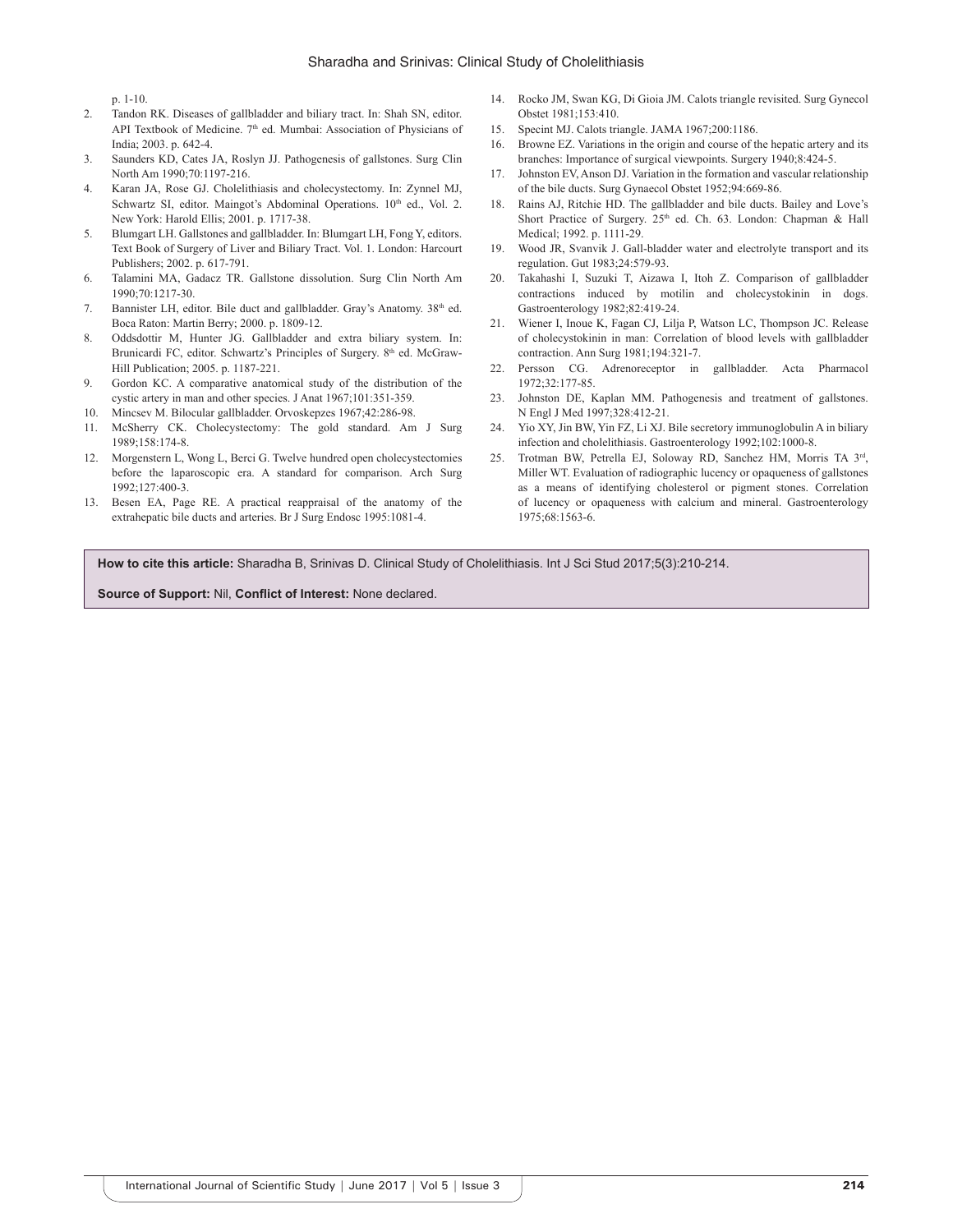p. 1-10.

2. Tandon RK. Diseases of gallbladder and biliary tract. In: Shah SN, editor. API Textbook of Medicine. 7th ed. Mumbai: Association of Physicians of India; 2003. p. 642-4.
3. Saunders KD, Cates JA, Roslyn JJ. Pathogenesis of gallstones. Surg Clin North Am 1990;70:1197-216.
4. Karan JA, Rose GJ. Cholelithiasis and cholecystectomy. In: Zynnel MJ, Schwartz SI, editor. Maingot's Abdominal Operations. 10th ed., Vol. 2. New York: Harold Ellis; 2001. p. 1717-38.
5. Blumgart LH. Gallstones and gallbladder. In: Blumgart LH, Fong Y, editors. Text Book of Surgery of Liver and Biliary Tract. Vol. 1. London: Harcourt Publishers; 2002. p. 617-791.
6. Talamini MA, Gadacz TR. Gallstone dissolution. Surg Clin North Am 1990;70:1217-30.
7. Bannister LH, editor. Bile duct and gallbladder. Gray's Anatomy. 38th ed. Boca Raton: Martin Berry; 2000. p. 1809-12.
8. Oddsdottir M, Hunter JG. Gallbladder and extra biliary system. In: Brunicardi FC, editor. Schwartz's Principles of Surgery. 8th ed. McGraw-Hill Publication; 2005. p. 1187-221.
9. Gordon KC. A comparative anatomical study of the distribution of the cystic artery in man and other species. J Anat 1967;101:351-359.
10. Mincsev M. Bilocular gallbladder. Orvoskepzes 1967;42:286-98.
11. McSherry CK. Cholecystectomy: The gold standard. Am J Surg 1989;158:174-8.
12. Morgenstern L, Wong L, Berci G. Twelve hundred open cholecystectomies before the laparoscopic era. A standard for comparison. Arch Surg 1992;127:400-3.
13. Besen EA, Page RE. A practical reappraisal of the anatomy of the extrahepatic bile ducts and arteries. Br J Surg Endosc 1995:1081-4.
14. Rocko JM, Swan KG, Di Gioia JM. Calots triangle revisited. Surg Gynecol Obstet 1981;153:410.
15. Specint MJ. Calots triangle. JAMA 1967;200:1186.
16. Browne EZ. Variations in the origin and course of the hepatic artery and its branches: Importance of surgical viewpoints. Surgery 1940;8:424-5.
17. Johnston EV, Anson DJ. Variation in the formation and vascular relationship of the bile ducts. Surg Gynaecol Obstet 1952;94:669-86.
18. Rains AJ, Ritchie HD. The gallbladder and bile ducts. Bailey and Love's Short Practice of Surgery. 25th ed. Ch. 63. London: Chapman & Hall Medical; 1992. p. 1111-29.
19. Wood JR, Svanvik J. Gall-bladder water and electrolyte transport and its regulation. Gut 1983;24:579-93.
20. Takahashi I, Suzuki T, Aizawa I, Itoh Z. Comparison of gallbladder contractions induced by motilin and cholecystokinin in dogs. Gastroenterology 1982;82:419-24.
21. Wiener I, Inoue K, Fagan CJ, Lilja P, Watson LC, Thompson JC. Release of cholecystokinin in man: Correlation of blood levels with gallbladder contraction. Ann Surg 1981;194:321-7.
22. Persson CG. Adrenoreceptor in gallbladder. Acta Pharmacol 1972;32:177-85.
23. Johnston DE, Kaplan MM. Pathogenesis and treatment of gallstones. N Engl J Med 1997;328:412-21.
24. Yio XY, Jin BW, Yin FZ, Li XJ. Bile secretory immunoglobulin A in biliary infection and cholelithiasis. Gastroenterology 1992;102:1000-8.
25. Trotman BW, Petrella EJ, Soloway RD, Sanchez HM, Morris TA 3rd, Miller WT. Evaluation of radiographic lucency or opaqueness of gallstones as a means of identifying cholesterol or pigment stones. Correlation of lucency or opaqueness with calcium and mineral. Gastroenterology 1975;68:1563-6.

**How to cite this article:** Sharadha B, Srinivas D. Clinical Study of Cholelithiasis. Int J Sci Stud 2017;5(3):210-214.

**Source of Support:** Nil, **Conflict of Interest:** None declared.